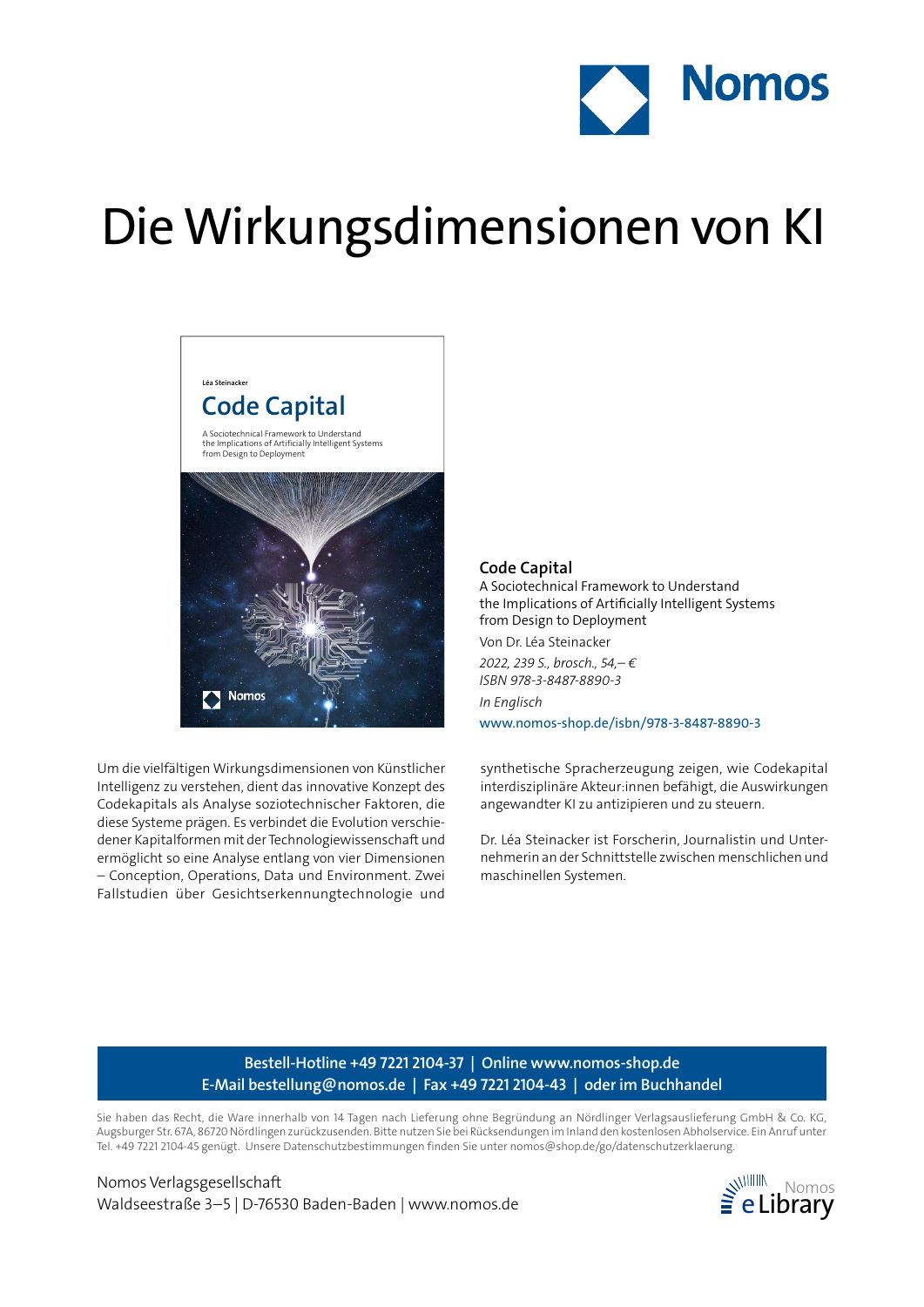Nomos

# Die Wirkungsdimensionen von KI

**Code Capital**
A Sociotechnical Framework to Understand the Implications of Artificially Intelligent Systems from Design to Deployment

Von Dr. Léa Steinacker

*2022, 239 S., brosch., 54,– €*
*ISBN 978-3-8487-8890-3*

*In Englisch*

www.nomos-shop.de/isbn/978-3-8487-8890-3

Um die vielfältigen Wirkungsdimensionen von Künstlicher Intelligenz zu verstehen, dient das innovative Konzept des Codekapitals als Analyse soziotechnischer Faktoren, die diese Systeme prägen. Es verbindet die Evolution verschiedener Kapitalformen mit der Technologiewissenschaft und ermöglicht so eine Analyse entlang von vier Dimensionen – Conception, Operations, Data und Environment. Zwei Fallstudien über Gesichtserkennungtechnologie und synthetische Spracherzeugung zeigen, wie Codekapital interdisziplinäre Akteur:innen befähigt, die Auswirkungen angewandter KI zu antizipieren und zu steuern.

Dr. Léa Steinacker ist Forscherin, Journalistin und Unternehmerin an der Schnittstelle zwischen menschlichen und maschinellen Systemen.

**Bestell-Hotline +49 7221 2104-37 | Online www.nomos-shop.de**
**E-Mail bestellung@nomos.de | Fax +49 7221 2104-43 | oder im Buchhandel**

Sie haben das Recht, die Ware innerhalb von 14 Tagen nach Lieferung ohne Begründung an Nördlinger Verlagsauslieferung GmbH & Co. KG, Augsburger Str. 67A, 86720 Nördlingen zurückzusenden. Bitte nutzen Sie bei Rücksendungen im Inland den kostenlosen Abholservice. Ein Anruf unter Tel. +49 7221 2104-45 genügt. Unsere Datenschutzbestimmungen finden Sie unter nomos@shop.de/go/datenschutzerklaerung.

Nomos Verlagsgesellschaft
Waldseestraße 3–5 | D-76530 Baden-Baden | www.nomos.de

Nomos eLibrary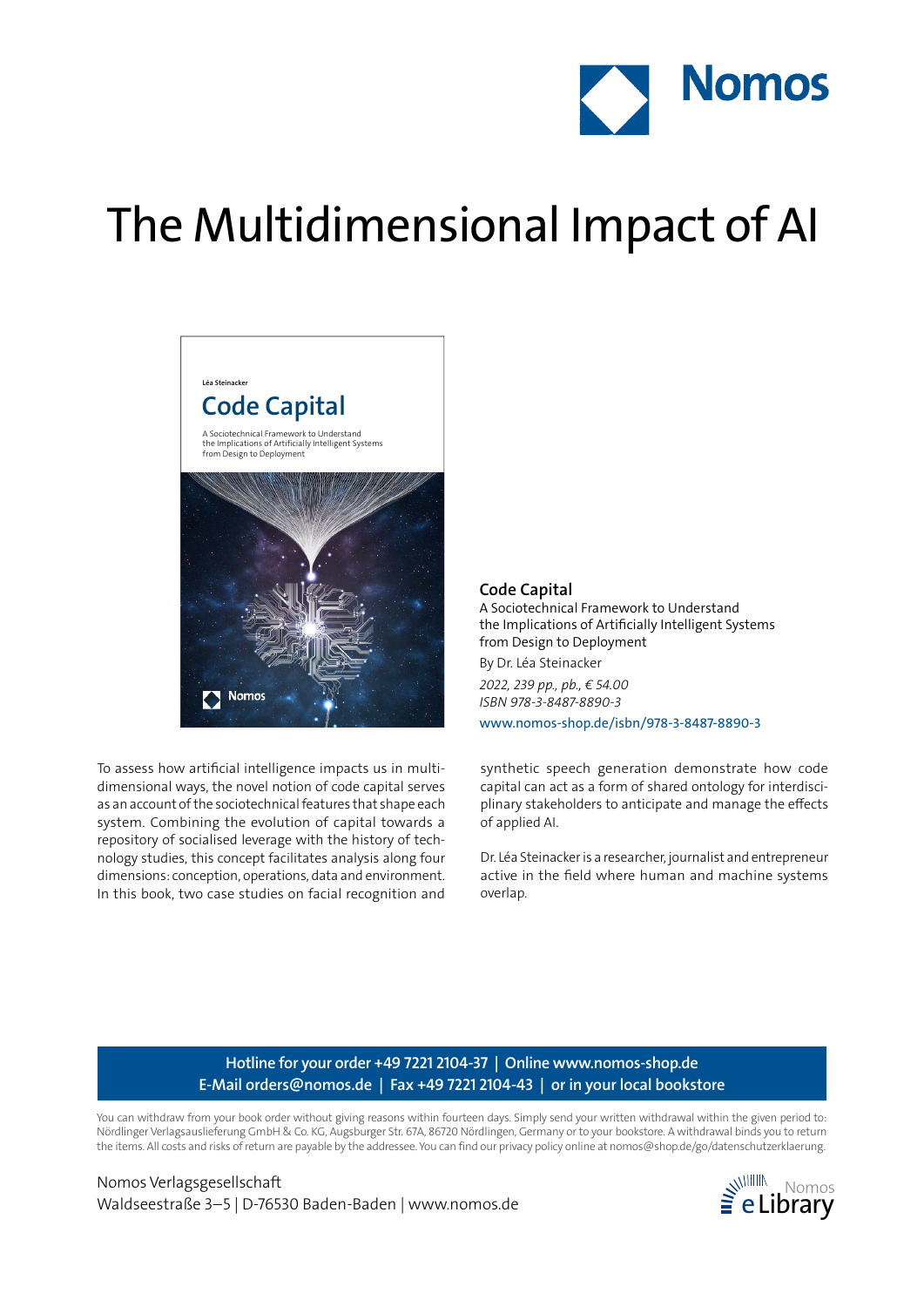Nomos

# The Multidimensional Impact of AI

**Code Capital**
A Sociotechnical Framework to Understand the Implications of Artificially Intelligent Systems from Design to Deployment
By Dr. Léa Steinacker
*2022, 239 pp., pb., € 54.00*
*ISBN 978-3-8487-8890-3*
www.nomos-shop.de/isbn/978-3-8487-8890-3

To assess how artificial intelligence impacts us in multidimensional ways, the novel notion of code capital serves as an account of the sociotechnical features that shape each system. Combining the evolution of capital towards a repository of socialised leverage with the history of technology studies, this concept facilitates analysis along four dimensions: conception, operations, data and environment. In this book, two case studies on facial recognition and synthetic speech generation demonstrate how code capital can act as a form of shared ontology for interdisciplinary stakeholders to anticipate and manage the effects of applied AI.

Dr. Léa Steinacker is a researcher, journalist and entrepreneur active in the field where human and machine systems overlap.

**Hotline for your order +49 7221 2104-37 | Online www.nomos-shop.de**
**E-Mail orders@nomos.de | Fax +49 7221 2104-43 | or in your local bookstore**

You can withdraw from your book order without giving reasons within fourteen days. Simply send your written withdrawal within the given period to: Nördlinger Verlagsauslieferung GmbH & Co. KG, Augsburger Str. 67A, 86720 Nördlingen, Germany or to your bookstore. A withdrawal binds you to return the items. All costs and risks of return are payable by the addressee. You can find our privacy policy online at nomos@shop.de/go/datenschutzerklaerung.

Nomos Verlagsgesellschaft
Waldseestraße 3–5 | D-76530 Baden-Baden | www.nomos.de

Nomos eLibrary